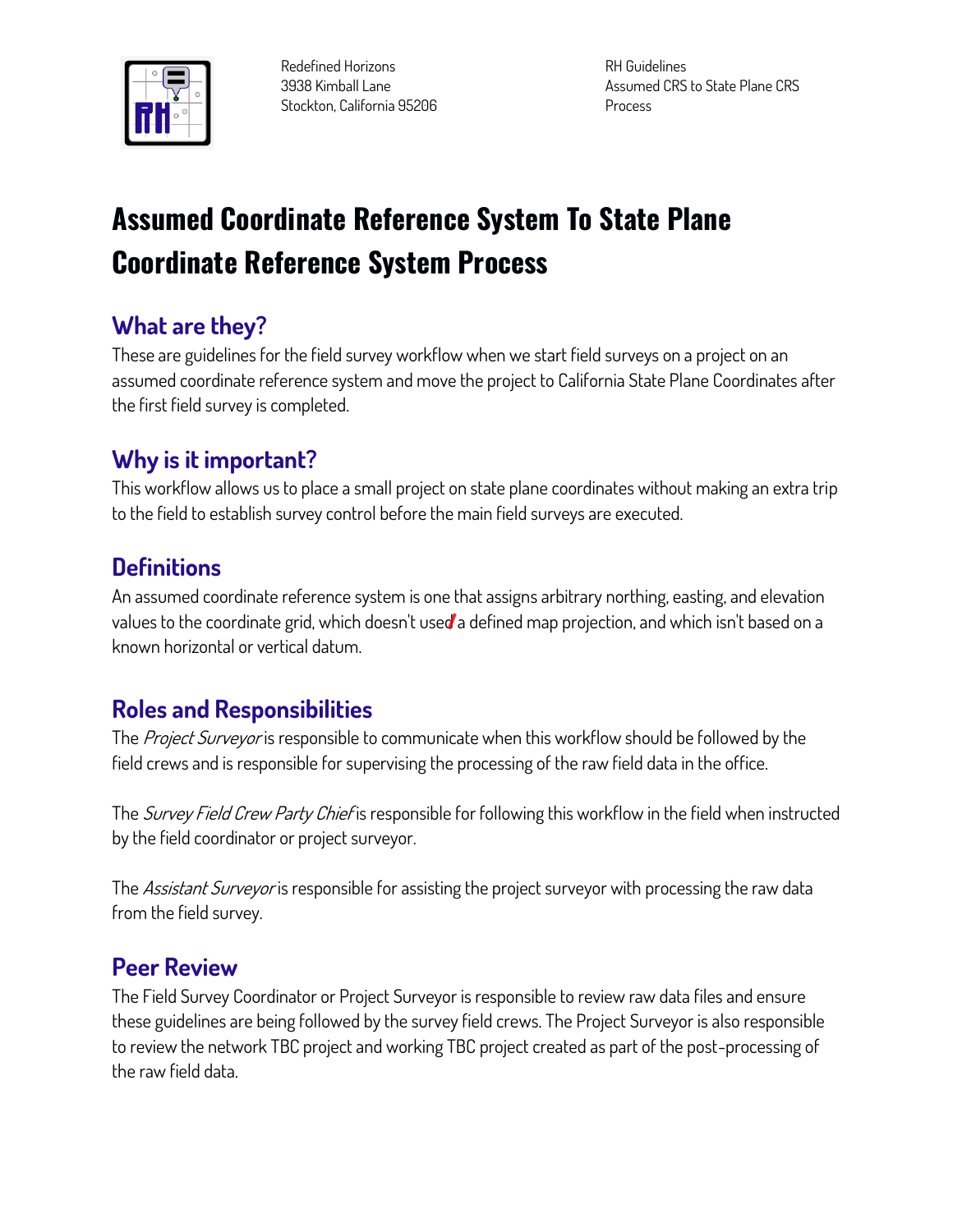Redefined Horizons
3938 Kimball Lane
Stockton, California 95206

RH Guidelines
Assumed CRS to State Plane CRS
Process

# Assumed Coordinate Reference System To State Plane Coordinate Reference System Process

## What are they?

These are guidelines for the field survey workflow when we start field surveys on a project on an assumed coordinate reference system and move the project to California State Plane Coordinates after the first field survey is completed.

## Why is it important?

This workflow allows us to place a small project on state plane coordinates without making an extra trip to the field to establish survey control before the main field surveys are executed.

## Definitions

An assumed coordinate reference system is one that assigns arbitrary northing, easting, and elevation values to the coordinate grid, which doesn't used a defined map projection, and which isn't based on a known horizontal or vertical datum.

## Roles and Responsibilities

The *Project Surveyor* is responsible to communicate when this workflow should be followed by the field crews and is responsible for supervising the processing of the raw field data in the office.

The *Survey Field Crew Party Chief* is responsible for following this workflow in the field when instructed by the field coordinator or project surveyor.

The *Assistant Surveyor* is responsible for assisting the project surveyor with processing the raw data from the field survey.

## Peer Review

The Field Survey Coordinator or Project Surveyor is responsible to review raw data files and ensure these guidelines are being followed by the survey field crews. The Project Surveyor is also responsible to review the network TBC project and working TBC project created as part of the post-processing of the raw field data.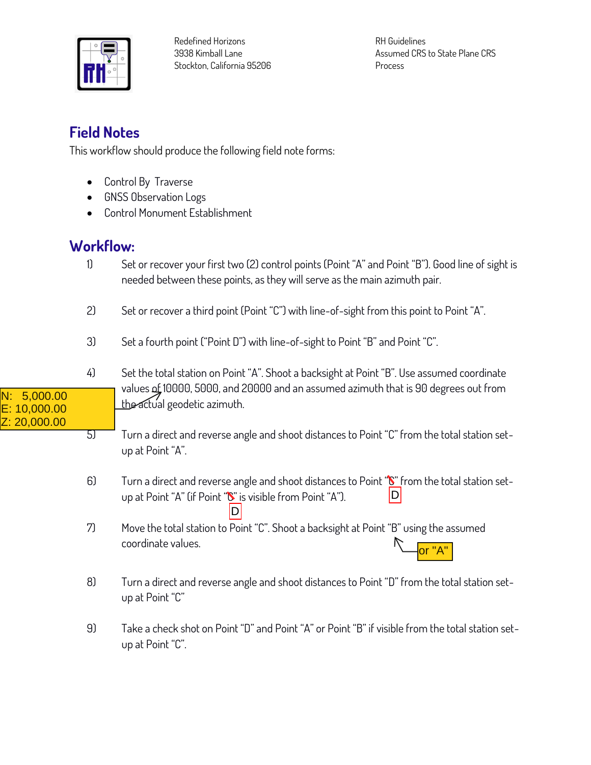## Field Notes

This workflow should produce the following field note forms:

- Control By Traverse
- GNSS Observation Logs
- Control Monument Establishment

## Workflow:

1) Set or recover your first two (2) control points (Point "A" and Point "B"). Good line of sight is needed between these points, as they will serve as the main azimuth pair.

2) Set or recover a third point (Point "C") with line-of-sight from this point to Point "A".

3) Set a fourth point ("Point D") with line-of-sight to Point "B" and Point "C".

4) Set the total station on Point "A". Shoot a backsight at Point "B". Use assumed coordinate values of 10000, 5000, and 20000 and an assumed azimuth that is 90 degrees out from the actual geodetic azimuth.

   N: 5,000.00
   E: 10,000.00
   Z: 20,000.00

5) Turn a direct and reverse angle and shoot distances to Point "C" from the total station set-up at Point "A".

6) Turn a direct and reverse angle and shoot distances to Point "~~C~~" D from the total station set-up at Point "A" (if Point "~~C~~" D is visible from Point "A").

7) Move the total station to Point "C". Shoot a backsight at Point "B" (or "A") using the assumed coordinate values.

8) Turn a direct and reverse angle and shoot distances to Point "D" from the total station set-up at Point "C"

9) Take a check shot on Point "D" and Point "A" or Point "B" if visible from the total station set-up at Point "C".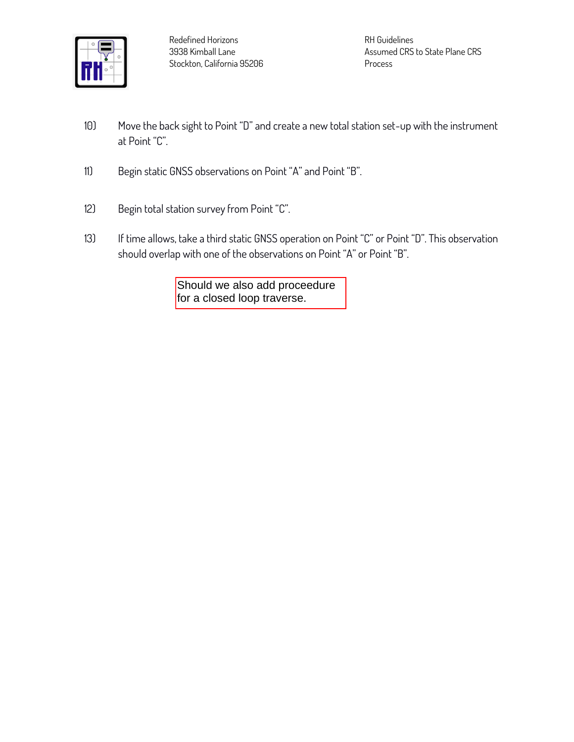10) Move the back sight to Point “D” and create a new total station set-up with the instrument at Point “C”.

11) Begin static GNSS observations on Point “A” and Point “B”.

12) Begin total station survey from Point “C”.

13) If time allows, take a third static GNSS operation on Point “C” or Point “D”. This observation should overlap with one of the observations on Point “A” or Point “B”.

Should we also add proceedure for a closed loop traverse.